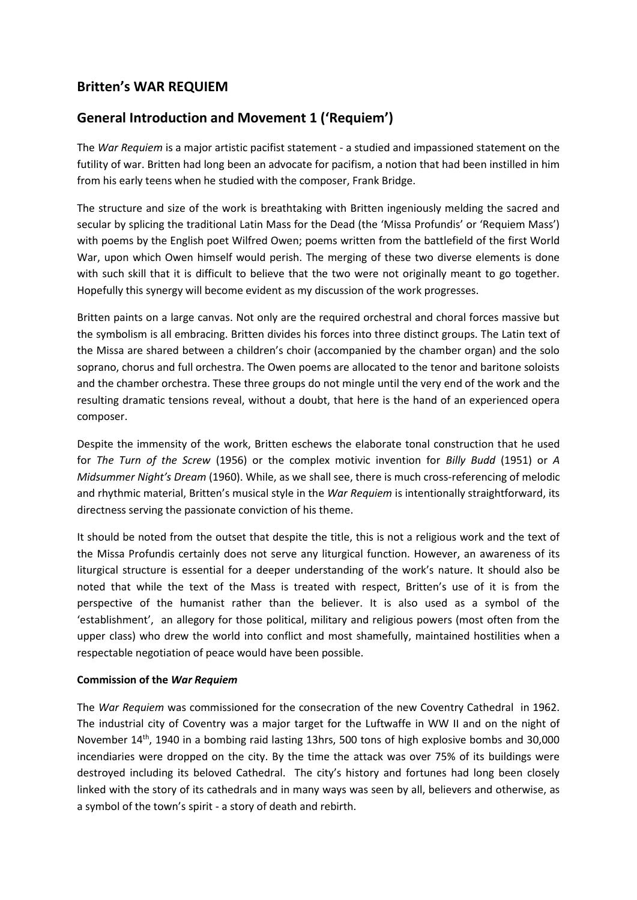# Britten's WAR REQUIEM

## General Introduction and Movement 1 ('Requiem')

The *War Requiem* is a major artistic pacifist statement - a studied and impassioned statement on the futility of war. Britten had long been an advocate for pacifism, a notion that had been instilled in him from his early teens when he studied with the composer, Frank Bridge.

The structure and size of the work is breathtaking with Britten ingeniously melding the sacred and secular by splicing the traditional Latin Mass for the Dead (the 'Missa Profundis' or 'Requiem Mass') with poems by the English poet Wilfred Owen; poems written from the battlefield of the first World War, upon which Owen himself would perish. The merging of these two diverse elements is done with such skill that it is difficult to believe that the two were not originally meant to go together. Hopefully this synergy will become evident as my discussion of the work progresses.

Britten paints on a large canvas. Not only are the required orchestral and choral forces massive but the symbolism is all embracing. Britten divides his forces into three distinct groups. The Latin text of the Missa are shared between a children's choir (accompanied by the chamber organ) and the solo soprano, chorus and full orchestra. The Owen poems are allocated to the tenor and baritone soloists and the chamber orchestra. These three groups do not mingle until the very end of the work and the resulting dramatic tensions reveal, without a doubt, that here is the hand of an experienced opera composer.

Despite the immensity of the work, Britten eschews the elaborate tonal construction that he used for *The Turn of the Screw* (1956) or the complex motivic invention for *Billy Budd* (1951) or *A Midsummer Night's Dream* (1960). While, as we shall see, there is much cross-referencing of melodic and rhythmic material, Britten's musical style in the *War Requiem* is intentionally straightforward, its directness serving the passionate conviction of his theme.

It should be noted from the outset that despite the title, this is not a religious work and the text of the Missa Profundis certainly does not serve any liturgical function. However, an awareness of its liturgical structure is essential for a deeper understanding of the work's nature. It should also be noted that while the text of the Mass is treated with respect, Britten's use of it is from the perspective of the humanist rather than the believer. It is also used as a symbol of the 'establishment', an allegory for those political, military and religious powers (most often from the upper class) who drew the world into conflict and most shamefully, maintained hostilities when a respectable negotiation of peace would have been possible.

**Commission of the *War Requiem***

The *War Requiem* was commissioned for the consecration of the new Coventry Cathedral in 1962. The industrial city of Coventry was a major target for the Luftwaffe in WW II and on the night of November 14th, 1940 in a bombing raid lasting 13hrs, 500 tons of high explosive bombs and 30,000 incendiaries were dropped on the city. By the time the attack was over 75% of its buildings were destroyed including its beloved Cathedral. The city's history and fortunes had long been closely linked with the story of its cathedrals and in many ways was seen by all, believers and otherwise, as a symbol of the town's spirit - a story of death and rebirth.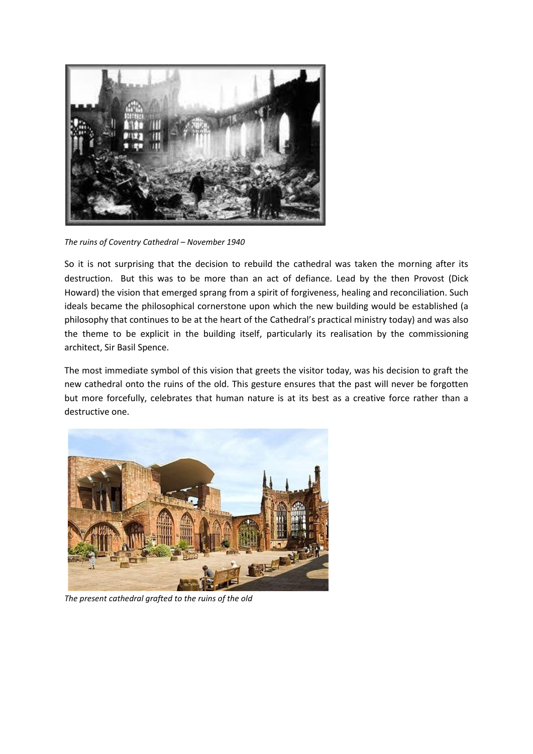*The ruins of Coventry Cathedral – November 1940*

So it is not surprising that the decision to rebuild the cathedral was taken the morning after its destruction. But this was to be more than an act of defiance. Lead by the then Provost (Dick Howard) the vision that emerged sprang from a spirit of forgiveness, healing and reconciliation. Such ideals became the philosophical cornerstone upon which the new building would be established (a philosophy that continues to be at the heart of the Cathedral's practical ministry today) and was also the theme to be explicit in the building itself, particularly its realisation by the commissioning architect, Sir Basil Spence.

The most immediate symbol of this vision that greets the visitor today, was his decision to graft the new cathedral onto the ruins of the old. This gesture ensures that the past will never be forgotten but more forcefully, celebrates that human nature is at its best as a creative force rather than a destructive one.

*The present cathedral grafted to the ruins of the old*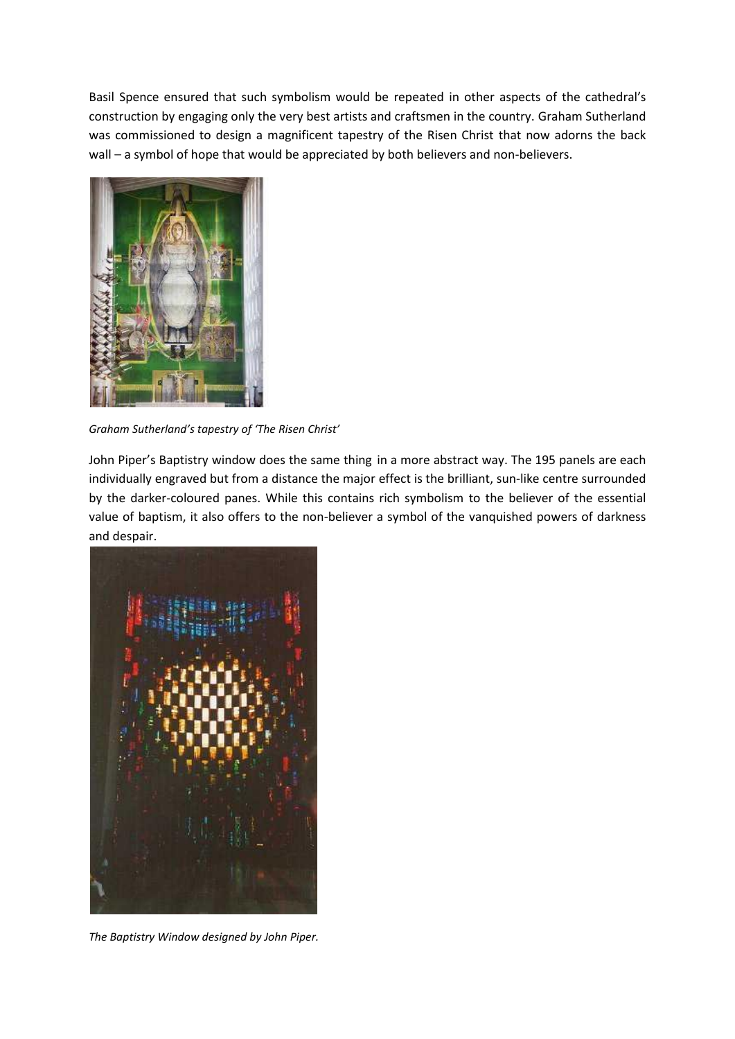Basil Spence ensured that such symbolism would be repeated in other aspects of the cathedral's construction by engaging only the very best artists and craftsmen in the country. Graham Sutherland was commissioned to design a magnificent tapestry of the Risen Christ that now adorns the back wall – a symbol of hope that would be appreciated by both believers and non-believers.

*Graham Sutherland's tapestry of 'The Risen Christ'*

John Piper's Baptistry window does the same thing in a more abstract way. The 195 panels are each individually engraved but from a distance the major effect is the brilliant, sun-like centre surrounded by the darker-coloured panes. While this contains rich symbolism to the believer of the essential value of baptism, it also offers to the non-believer a symbol of the vanquished powers of darkness and despair.

*The Baptistry Window designed by John Piper.*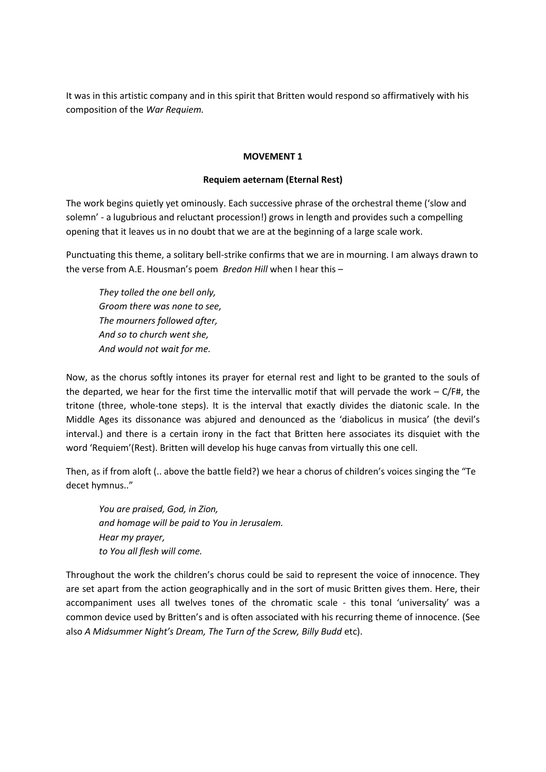It was in this artistic company and in this spirit that Britten would respond so affirmatively with his composition of the *War Requiem.*

**MOVEMENT 1**

**Requiem aeternam (Eternal Rest)**

The work begins quietly yet ominously. Each successive phrase of the orchestral theme ('slow and solemn' - a lugubrious and reluctant procession!) grows in length and provides such a compelling opening that it leaves us in no doubt that we are at the beginning of a large scale work.

Punctuating this theme, a solitary bell-strike confirms that we are in mourning. I am always drawn to the verse from A.E. Housman's poem *Bredon Hill* when I hear this –

> *They tolled the one bell only,*
> *Groom there was none to see,*
> *The mourners followed after,*
> *And so to church went she,*
> *And would not wait for me.*

Now, as the chorus softly intones its prayer for eternal rest and light to be granted to the souls of the departed, we hear for the first time the intervallic motif that will pervade the work – C/F#, the tritone (three, whole-tone steps). It is the interval that exactly divides the diatonic scale. In the Middle Ages its dissonance was abjured and denounced as the 'diabolicus in musica' (the devil's interval.) and there is a certain irony in the fact that Britten here associates its disquiet with the word 'Requiem'(Rest). Britten will develop his huge canvas from virtually this one cell.

Then, as if from aloft (.. above the battle field?) we hear a chorus of children's voices singing the "Te decet hymnus.."

> *You are praised, God, in Zion,*
> *and homage will be paid to You in Jerusalem.*
> *Hear my prayer,*
> *to You all flesh will come.*

Throughout the work the children's chorus could be said to represent the voice of innocence. They are set apart from the action geographically and in the sort of music Britten gives them. Here, their accompaniment uses all twelves tones of the chromatic scale - this tonal 'universality' was a common device used by Britten's and is often associated with his recurring theme of innocence. (See also *A Midsummer Night's Dream, The Turn of the Screw, Billy Budd* etc).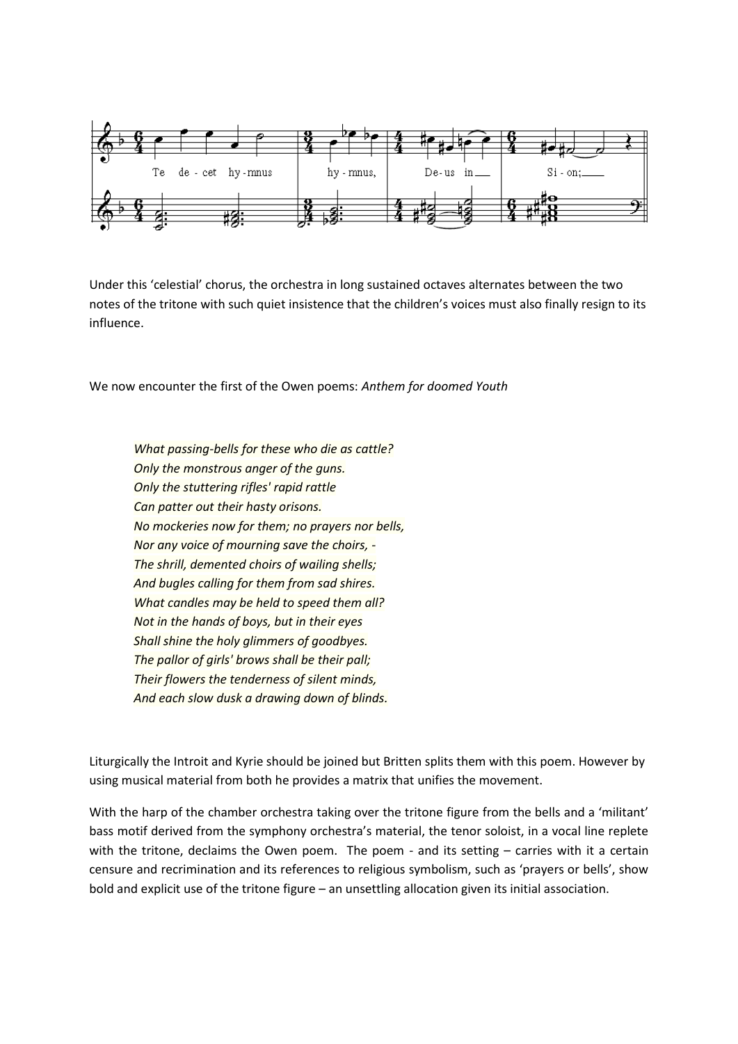Under this ‘celestial’ chorus, the orchestra in long sustained octaves alternates between the two notes of the tritone with such quiet insistence that the children’s voices must also finally resign to its influence.

We now encounter the first of the Owen poems: *Anthem for doomed Youth*

> *What passing-bells for these who die as cattle?*
> *Only the monstrous anger of the guns.*
> *Only the stuttering rifles' rapid rattle*
> *Can patter out their hasty orisons.*
> *No mockeries now for them; no prayers nor bells,*
> *Nor any voice of mourning save the choirs, -*
> *The shrill, demented choirs of wailing shells;*
> *And bugles calling for them from sad shires.*
> *What candles may be held to speed them all?*
> *Not in the hands of boys, but in their eyes*
> *Shall shine the holy glimmers of goodbyes.*
> *The pallor of girls' brows shall be their pall;*
> *Their flowers the tenderness of silent minds,*
> *And each slow dusk a drawing down of blinds.*

Liturgically the Introit and Kyrie should be joined but Britten splits them with this poem. However by using musical material from both he provides a matrix that unifies the movement.

With the harp of the chamber orchestra taking over the tritone figure from the bells and a ‘militant’ bass motif derived from the symphony orchestra’s material, the tenor soloist, in a vocal line replete with the tritone, declaims the Owen poem. The poem - and its setting – carries with it a certain censure and recrimination and its references to religious symbolism, such as ‘prayers or bells’, show bold and explicit use of the tritone figure – an unsettling allocation given its initial association.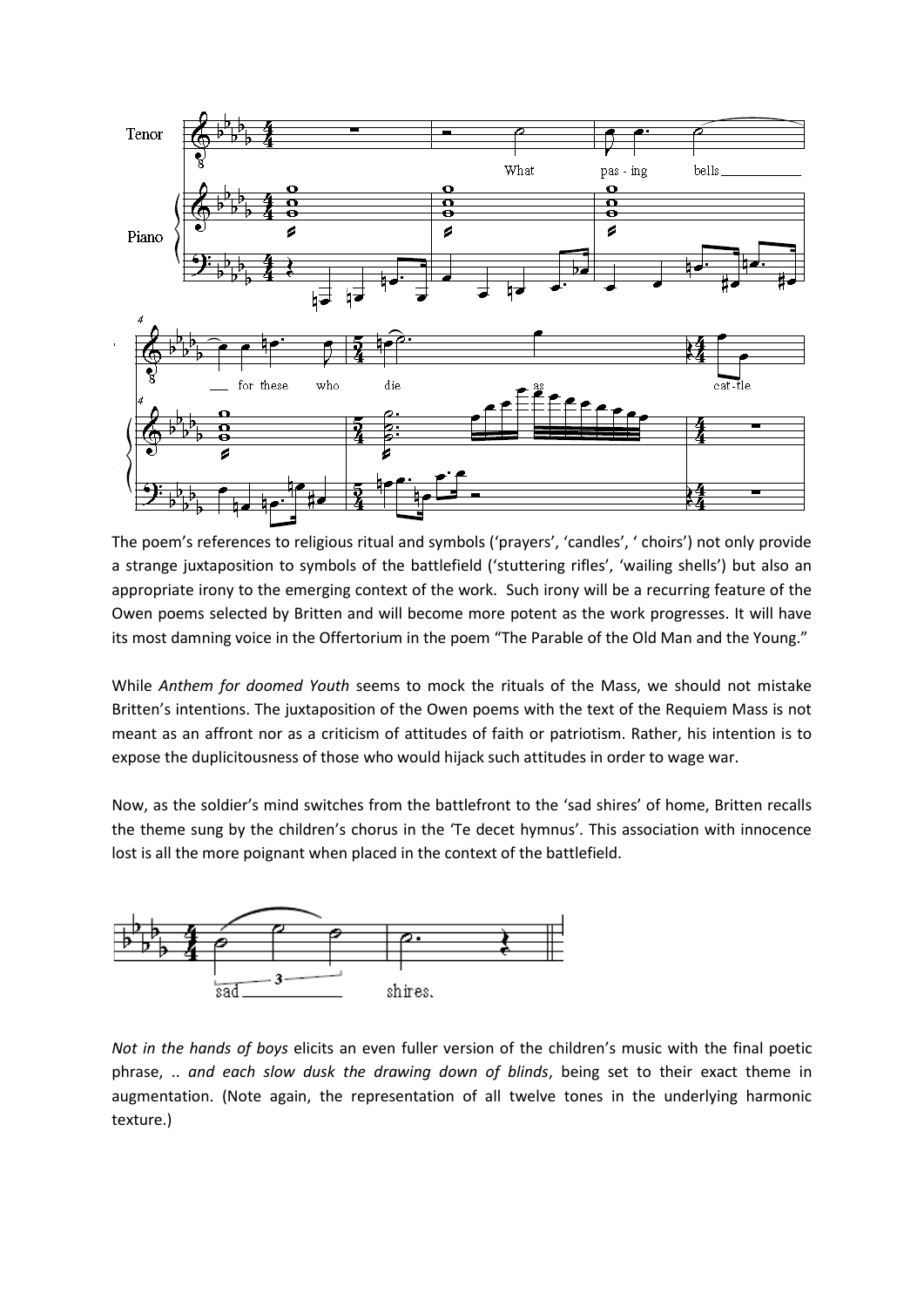The poem's references to religious ritual and symbols ('prayers', 'candles', ' choirs') not only provide a strange juxtaposition to symbols of the battlefield ('stuttering rifles', 'wailing shells') but also an appropriate irony to the emerging context of the work. Such irony will be a recurring feature of the Owen poems selected by Britten and will become more potent as the work progresses. It will have its most damning voice in the Offertorium in the poem "The Parable of the Old Man and the Young."

While *Anthem for doomed Youth* seems to mock the rituals of the Mass, we should not mistake Britten's intentions. The juxtaposition of the Owen poems with the text of the Requiem Mass is not meant as an affront nor as a criticism of attitudes of faith or patriotism. Rather, his intention is to expose the duplicitousness of those who would hijack such attitudes in order to wage war.

Now, as the soldier's mind switches from the battlefront to the 'sad shires' of home, Britten recalls the theme sung by the children's chorus in the *'*Te decet hymnus'. This association with innocence lost is all the more poignant when placed in the context of the battlefield.

*Not in the hands of boys* elicits an even fuller version of the children's music with the final poetic phrase, .. *and each slow dusk the drawing down of blinds*, being set to their exact theme in augmentation. (Note again, the representation of all twelve tones in the underlying harmonic texture.)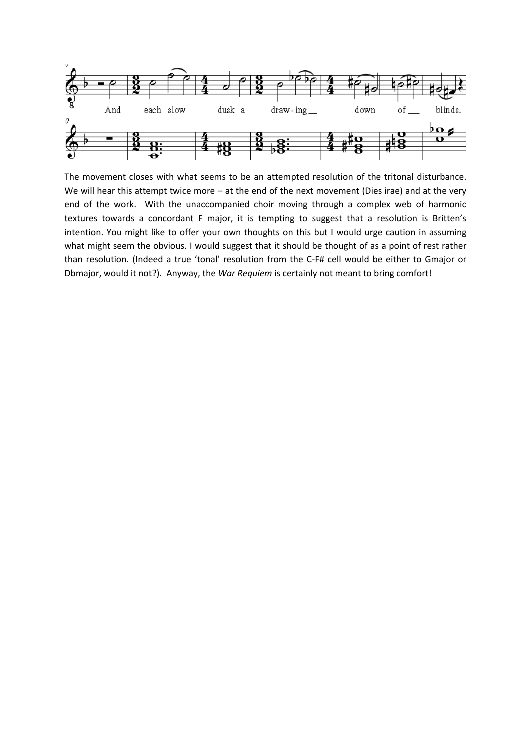The movement closes with what seems to be an attempted resolution of the tritonal disturbance. We will hear this attempt twice more – at the end of the next movement (Dies irae) and at the very end of the work. With the unaccompanied choir moving through a complex web of harmonic textures towards a concordant F major, it is tempting to suggest that a resolution is Britten's intention. You might like to offer your own thoughts on this but I would urge caution in assuming what might seem the obvious. I would suggest that it should be thought of as a point of rest rather than resolution. (Indeed a true 'tonal' resolution from the C-F# cell would be either to Gmajor or Dbmajor, would it not?). Anyway, the *War Requiem* is certainly not meant to bring comfort!